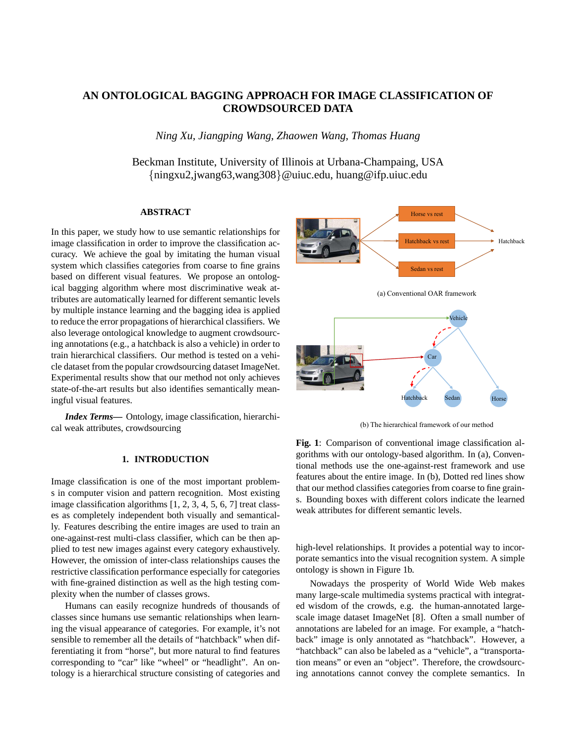# AN ONTOLOGICAL BAGGING APPROACH FOR IMAGE CLASSIFICATION OF CROWDSOURCED DATA

*Ning Xu, Jiangping Wang, Zhaowen Wang, Thomas Huang*

Beckman Institute, University of Illinois at Urbana-Champaing, USA
{ningxu2,jwang63,wang308}@uiuc.edu, huang@ifp.uiuc.edu

## ABSTRACT

In this paper, we study how to use semantic relationships for image classification in order to improve the classification accuracy. We achieve the goal by imitating the human visual system which classifies categories from coarse to fine grains based on different visual features. We propose an ontological bagging algorithm where most discriminative weak attributes are automatically learned for different semantic levels by multiple instance learning and the bagging idea is applied to reduce the error propagations of hierarchical classifiers. We also leverage ontological knowledge to augment crowdsourcing annotations (e.g., a hatchback is also a vehicle) in order to train hierarchical classifiers. Our method is tested on a vehicle dataset from the popular crowdsourcing dataset ImageNet. Experimental results show that our method not only achieves state-of-the-art results but also identifies semantically meaningful visual features.

***Index Terms*—** Ontology, image classification, hierarchical weak attributes, crowdsourcing

## 1. INTRODUCTION

Image classification is one of the most important problems in computer vision and pattern recognition. Most existing image classification algorithms [1, 2, 3, 4, 5, 6, 7] treat classes as completely independent both visually and semantically. Features describing the entire images are used to train an one-against-rest multi-class classifier, which can be then applied to test new images against every category exhaustively. However, the omission of inter-class relationships causes the restrictive classification performance especially for categories with fine-grained distinction as well as the high testing complexity when the number of classes grows.

Humans can easily recognize hundreds of thousands of classes since humans use semantic relationships when learning the visual appearance of categories. For example, it's not sensible to remember all the details of "hatchback" when differentiating it from "horse", but more natural to find features corresponding to "car" like "wheel" or "headlight". An ontology is a hierarchical structure consisting of categories and high-level relationships. It provides a potential way to incorporate semantics into the visual recognition system. A simple ontology is shown in Figure 1b.

(a) Conventional OAR framework

(b) The hierarchical framework of our method

**Fig. 1**: Comparison of conventional image classification algorithms with our ontology-based algorithm. In (a), Conventional methods use the one-against-rest framework and use features about the entire image. In (b), Dotted red lines show that our method classifies categories from coarse to fine grains. Bounding boxes with different colors indicate the learned weak attributes for different semantic levels.

Nowadays the prosperity of World Wide Web makes many large-scale multimedia systems practical with integrated wisdom of the crowds, e.g. the human-annotated large-scale image dataset ImageNet [8]. Often a small number of annotations are labeled for an image. For example, a "hatchback" image is only annotated as "hatchback". However, a "hatchback" can also be labeled as a "vehicle", a "transportation means" or even an "object". Therefore, the crowdsourcing annotations cannot convey the complete semantics. In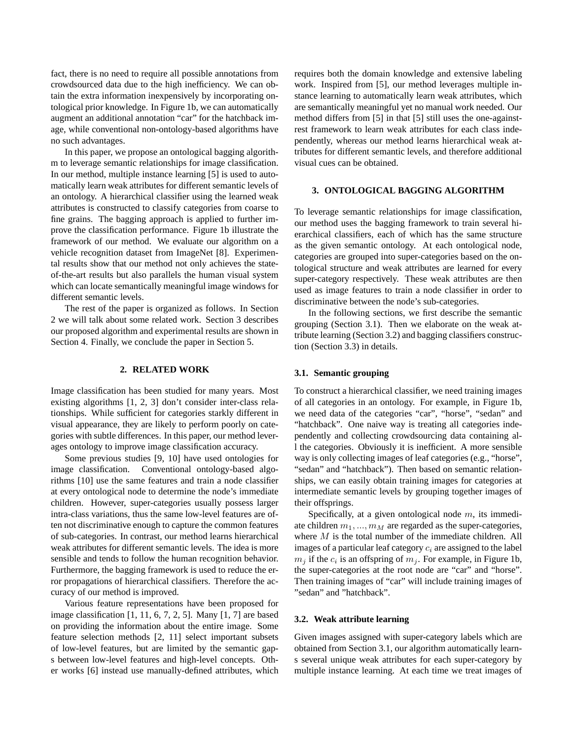fact, there is no need to require all possible annotations from crowdsourced data due to the high inefficiency. We can obtain the extra information inexpensively by incorporating ontological prior knowledge. In Figure 1b, we can automatically augment an additional annotation "car" for the hatchback image, while conventional non-ontology-based algorithms have no such advantages.

In this paper, we propose an ontological bagging algorithm to leverage semantic relationships for image classification. In our method, multiple instance learning [5] is used to automatically learn weak attributes for different semantic levels of an ontology. A hierarchical classifier using the learned weak attributes is constructed to classify categories from coarse to fine grains. The bagging approach is applied to further improve the classification performance. Figure 1b illustrate the framework of our method. We evaluate our algorithm on a vehicle recognition dataset from ImageNet [8]. Experimental results show that our method not only achieves the state-of-the-art results but also parallels the human visual system which can locate semantically meaningful image windows for different semantic levels.

The rest of the paper is organized as follows. In Section 2 we will talk about some related work. Section 3 describes our proposed algorithm and experimental results are shown in Section 4. Finally, we conclude the paper in Section 5.

## 2. RELATED WORK

Image classification has been studied for many years. Most existing algorithms [1, 2, 3] don't consider inter-class relationships. While sufficient for categories starkly different in visual appearance, they are likely to perform poorly on categories with subtle differences. In this paper, our method leverages ontology to improve image classification accuracy.

Some previous studies [9, 10] have used ontologies for image classification. Conventional ontology-based algorithms [10] use the same features and train a node classifier at every ontological node to determine the node's immediate children. However, super-categories usually possess larger intra-class variations, thus the same low-level features are often not discriminative enough to capture the common features of sub-categories. In contrast, our method learns hierarchical weak attributes for different semantic levels. The idea is more sensible and tends to follow the human recognition behavior. Furthermore, the bagging framework is used to reduce the error propagations of hierarchical classifiers. Therefore the accuracy of our method is improved.

Various feature representations have been proposed for image classification [1, 11, 6, 7, 2, 5]. Many [1, 7] are based on providing the information about the entire image. Some feature selection methods [2, 11] select important subsets of low-level features, but are limited by the semantic gaps between low-level features and high-level concepts. Other works [6] instead use manually-defined attributes, which requires both the domain knowledge and extensive labeling work. Inspired from [5], our method leverages multiple instance learning to automatically learn weak attributes, which are semantically meaningful yet no manual work needed. Our method differs from [5] in that [5] still uses the one-against-rest framework to learn weak attributes for each class independently, whereas our method learns hierarchical weak attributes for different semantic levels, and therefore additional visual cues can be obtained.

## 3. ONTOLOGICAL BAGGING ALGORITHM

To leverage semantic relationships for image classification, our method uses the bagging framework to train several hierarchical classifiers, each of which has the same structure as the given semantic ontology. At each ontological node, categories are grouped into super-categories based on the ontological structure and weak attributes are learned for every super-category respectively. These weak attributes are then used as image features to train a node classifier in order to discriminative between the node's sub-categories.

In the following sections, we first describe the semantic grouping (Section 3.1). Then we elaborate on the weak attribute learning (Section 3.2) and bagging classifiers construction (Section 3.3) in details.

### 3.1. Semantic grouping

To construct a hierarchical classifier, we need training images of all categories in an ontology. For example, in Figure 1b, we need data of the categories "car", "horse", "sedan" and "hatchback". One naive way is treating all categories independently and collecting crowdsourcing data containing all the categories. Obviously it is inefficient. A more sensible way is only collecting images of leaf categories (e.g., "horse", "sedan" and "hatchback"). Then based on semantic relationships, we can easily obtain training images for categories at intermediate semantic levels by grouping together images of their offsprings.

Specifically, at a given ontological node $m$, its immediate children $m_1, ..., m_M$ are regarded as the super-categories, where $M$ is the total number of the immediate children. All images of a particular leaf category $c_i$ are assigned to the label $m_j$ if the $c_i$ is an offspring of $m_j$. For example, in Figure 1b, the super-categories at the root node are "car" and "horse". Then training images of "car" will include training images of "sedan" and "hatchback".

### 3.2. Weak attribute learning

Given images assigned with super-category labels which are obtained from Section 3.1, our algorithm automatically learns several unique weak attributes for each super-category by multiple instance learning. At each time we treat images of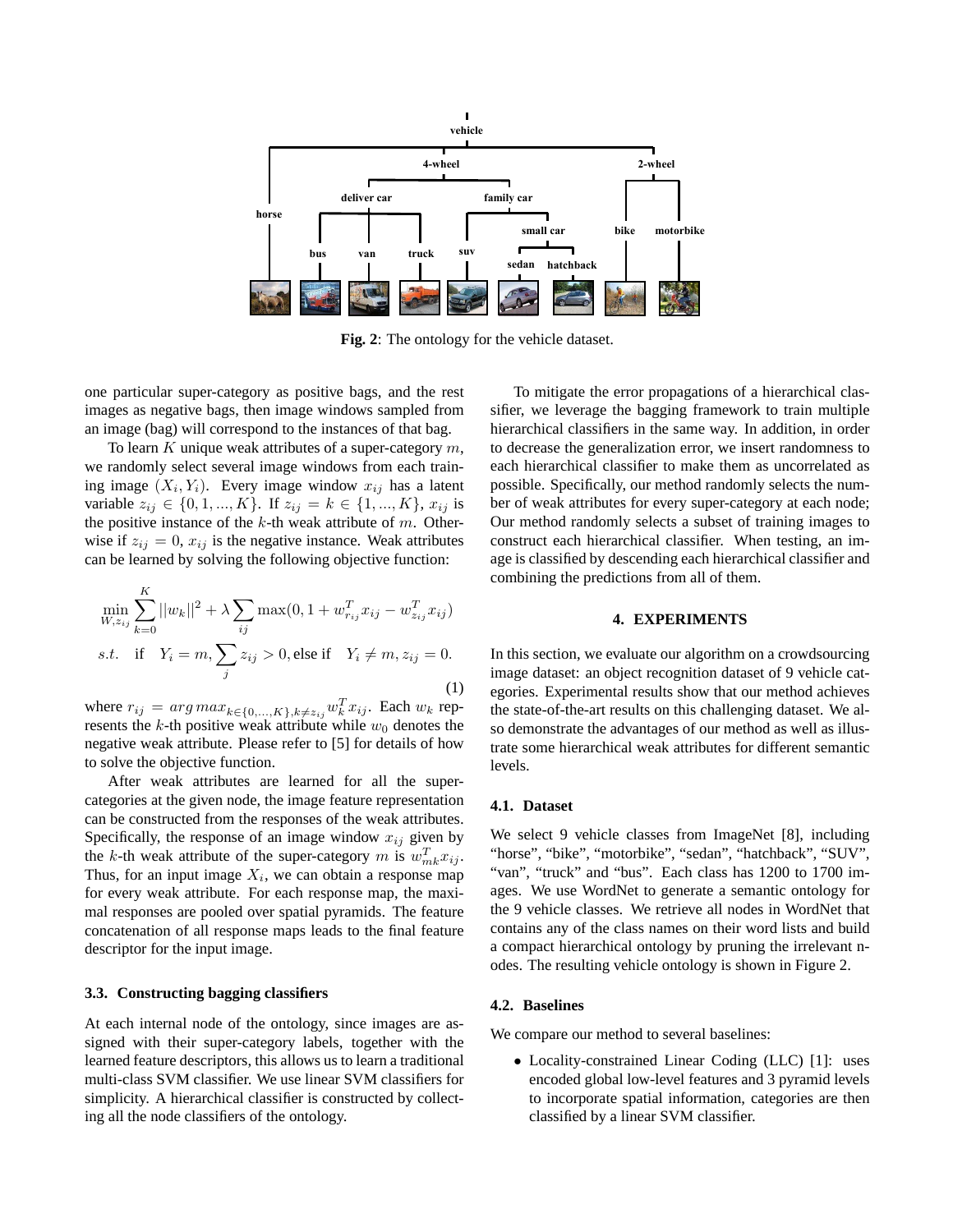Fig. 2: The ontology for the vehicle dataset.

one particular super-category as positive bags, and the rest images as negative bags, then image windows sampled from an image (bag) will correspond to the instances of that bag.

To learn $K$ unique weak attributes of a super-category $m$, we randomly select several image windows from each training image $(X_i, Y_i)$. Every image window $x_{ij}$ has a latent variable $z_{ij} \in \{0, 1, ..., K\}$. If $z_{ij} = k \in \{1, ..., K\}$, $x_{ij}$ is the positive instance of the $k$-th weak attribute of $m$. Otherwise if $z_{ij} = 0$, $x_{ij}$ is the negative instance. Weak attributes can be learned by solving the following objective function:

$$\min_{W, z_{ij}} \sum_{k=0}^{K} ||w_k||^2 + \lambda \sum_{ij} \max(0, 1 + w_{r_{ij}}^T x_{ij} - w_{z_{ij}}^T x_{ij})$$
$$s.t. \quad \text{if} \quad Y_i = m, \sum_j z_{ij} > 0, \text{else if} \quad Y_i \neq m, z_{ij} = 0. \tag{1}$$

where $r_{ij} = arg\,max_{k \in \{0,...,K\}, k \neq z_{ij}} w_k^T x_{ij}$. Each $w_k$ represents the $k$-th positive weak attribute while $w_0$ denotes the negative weak attribute. Please refer to [5] for details of how to solve the objective function.

After weak attributes are learned for all the super-categories at the given node, the image feature representation can be constructed from the responses of the weak attributes. Specifically, the response of an image window $x_{ij}$ given by the $k$-th weak attribute of the super-category $m$ is $w_{mk}^T x_{ij}$. Thus, for an input image $X_i$, we can obtain a response map for every weak attribute. For each response map, the maximal responses are pooled over spatial pyramids. The feature concatenation of all response maps leads to the final feature descriptor for the input image.

### 3.3. Constructing bagging classifiers

At each internal node of the ontology, since images are assigned with their super-category labels, together with the learned feature descriptors, this allows us to learn a traditional multi-class SVM classifier. We use linear SVM classifiers for simplicity. A hierarchical classifier is constructed by collecting all the node classifiers of the ontology.

To mitigate the error propagations of a hierarchical classifier, we leverage the bagging framework to train multiple hierarchical classifiers in the same way. In addition, in order to decrease the generalization error, we insert randomness to each hierarchical classifier to make them as uncorrelated as possible. Specifically, our method randomly selects the number of weak attributes for every super-category at each node; Our method randomly selects a subset of training images to construct each hierarchical classifier. When testing, an image is classified by descending each hierarchical classifier and combining the predictions from all of them.

## 4. EXPERIMENTS

In this section, we evaluate our algorithm on a crowdsourcing image dataset: an object recognition dataset of 9 vehicle categories. Experimental results show that our method achieves the state-of-the-art results on this challenging dataset. We also demonstrate the advantages of our method as well as illustrate some hierarchical weak attributes for different semantic levels.

### 4.1. Dataset

We select 9 vehicle classes from ImageNet [8], including "horse", "bike", "motorbike", "sedan", "hatchback", "SUV", "van", "truck" and "bus". Each class has 1200 to 1700 images. We use WordNet to generate a semantic ontology for the 9 vehicle classes. We retrieve all nodes in WordNet that contains any of the class names on their word lists and build a compact hierarchical ontology by pruning the irrelevant nodes. The resulting vehicle ontology is shown in Figure 2.

### 4.2. Baselines

We compare our method to several baselines:

- Locality-constrained Linear Coding (LLC) [1]: uses encoded global low-level features and 3 pyramid levels to incorporate spatial information, categories are then classified by a linear SVM classifier.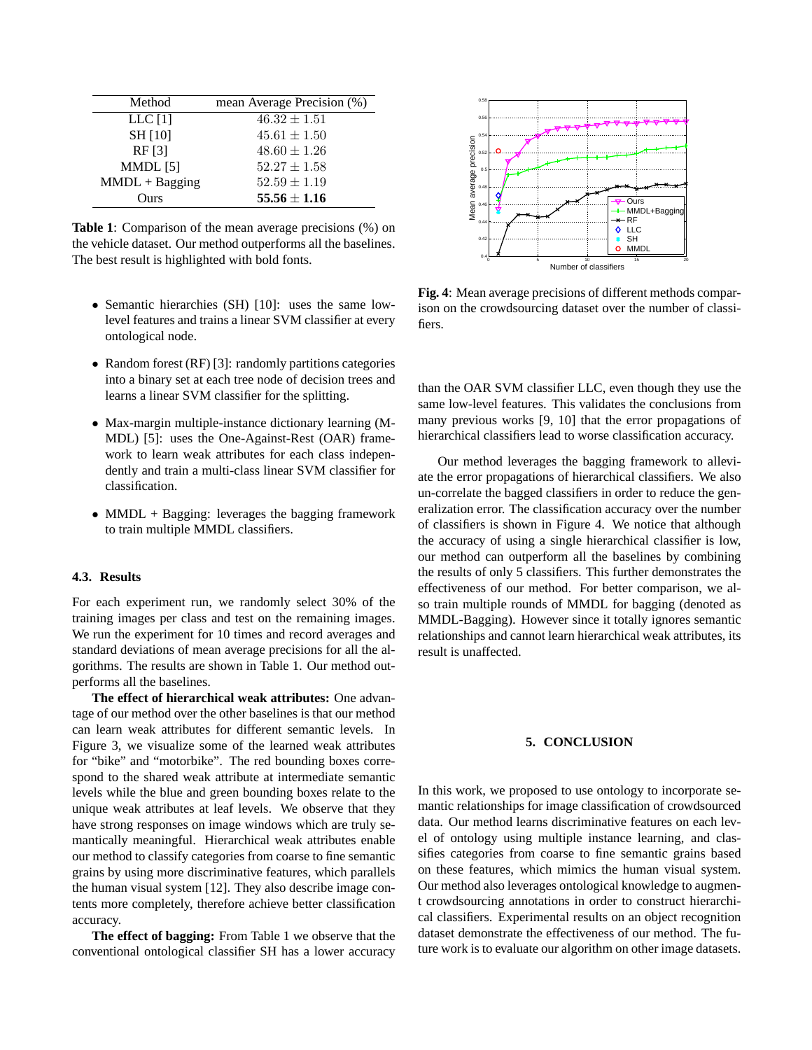| Method | mean Average Precision (%) |
|---|---|
| LLC [1] | $46.32 \pm 1.51$ |
| SH [10] | $45.61 \pm 1.50$ |
| RF [3] | $48.60 \pm 1.26$ |
| MMDL [5] | $52.27 \pm 1.58$ |
| MMDL + Bagging | $52.59 \pm 1.19$ |
| Ours | $\mathbf{55.56 \pm 1.16}$ |

**Table 1**: Comparison of the mean average precisions (%) on the vehicle dataset. Our method outperforms all the baselines. The best result is highlighted with bold fonts.

- Semantic hierarchies (SH) [10]: uses the same low-level features and trains a linear SVM classifier at every ontological node.
- Random forest (RF) [3]: randomly partitions categories into a binary set at each tree node of decision trees and learns a linear SVM classifier for the splitting.
- Max-margin multiple-instance dictionary learning (MMDL) [5]: uses the One-Against-Rest (OAR) framework to learn weak attributes for each class independently and train a multi-class linear SVM classifier for classification.
- MMDL + Bagging: leverages the bagging framework to train multiple MMDL classifiers.

### 4.3. Results

For each experiment run, we randomly select 30% of the training images per class and test on the remaining images. We run the experiment for 10 times and record averages and standard deviations of mean average precisions for all the algorithms. The results are shown in Table 1. Our method outperforms all the baselines.

**The effect of hierarchical weak attributes:** One advantage of our method over the other baselines is that our method can learn weak attributes for different semantic levels. In Figure 3, we visualize some of the learned weak attributes for "bike" and "motorbike". The red bounding boxes correspond to the shared weak attribute at intermediate semantic levels while the blue and green bounding boxes relate to the unique weak attributes at leaf levels. We observe that they have strong responses on image windows which are truly semantically meaningful. Hierarchical weak attributes enable our method to classify categories from coarse to fine semantic grains by using more discriminative features, which parallels the human visual system [12]. They also describe image contents more completely, therefore achieve better classification accuracy.

**The effect of bagging:** From Table 1 we observe that the conventional ontological classifier SH has a lower accuracy than the OAR SVM classifier LLC, even though they use the same low-level features. This validates the conclusions from many previous works [9, 10] that the error propagations of hierarchical classifiers lead to worse classification accuracy.

**Fig. 4**: Mean average precisions of different methods comparison on the crowdsourcing dataset over the number of classifiers.

Our method leverages the bagging framework to alleviate the error propagations of hierarchical classifiers. We also un-correlate the bagged classifiers in order to reduce the generalization error. The classification accuracy over the number of classifiers is shown in Figure 4. We notice that although the accuracy of using a single hierarchical classifier is low, our method can outperform all the baselines by combining the results of only 5 classifiers. This further demonstrates the effectiveness of our method. For better comparison, we also train multiple rounds of MMDL for bagging (denoted as MMDL-Bagging). However since it totally ignores semantic relationships and cannot learn hierarchical weak attributes, its result is unaffected.

## 5. CONCLUSION

In this work, we proposed to use ontology to incorporate semantic relationships for image classification of crowdsourced data. Our method learns discriminative features on each level of ontology using multiple instance learning, and classifies categories from coarse to fine semantic grains based on these features, which mimics the human visual system. Our method also leverages ontological knowledge to augment crowdsourcing annotations in order to construct hierarchical classifiers. Experimental results on an object recognition dataset demonstrate the effectiveness of our method. The future work is to evaluate our algorithm on other image datasets.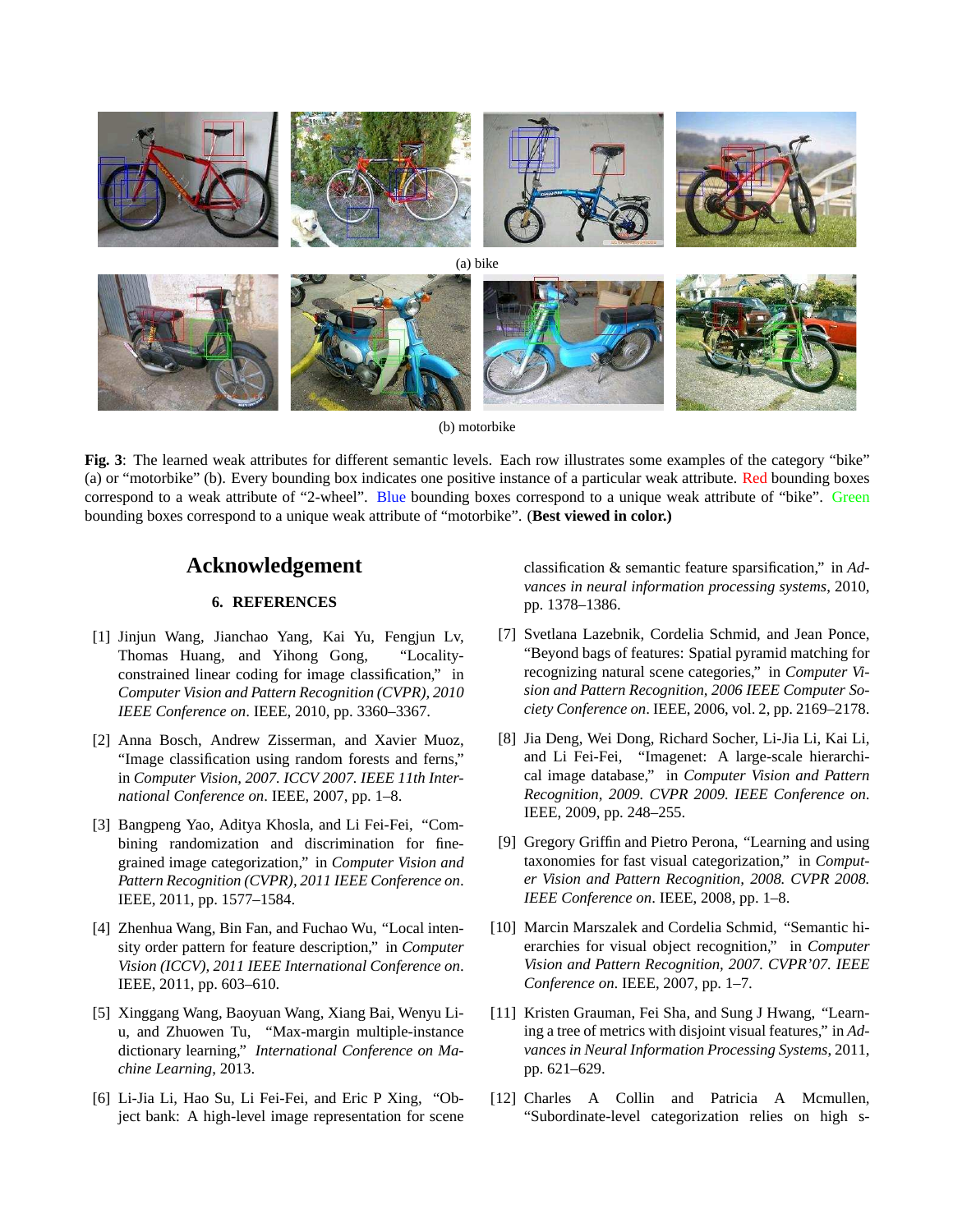(a) bike

(b) motorbike

**Fig. 3**: The learned weak attributes for different semantic levels. Each row illustrates some examples of the category "bike" (a) or "motorbike" (b). Every bounding box indicates one positive instance of a particular weak attribute. Red bounding boxes correspond to a weak attribute of "2-wheel". Blue bounding boxes correspond to a unique weak attribute of "bike". Green bounding boxes correspond to a unique weak attribute of "motorbike". (**Best viewed in color.**)

## Acknowledgement

### 6. REFERENCES

[1] Jinjun Wang, Jianchao Yang, Kai Yu, Fengjun Lv, Thomas Huang, and Yihong Gong, "Locality-constrained linear coding for image classification," in *Computer Vision and Pattern Recognition (CVPR), 2010 IEEE Conference on*. IEEE, 2010, pp. 3360–3367.

[2] Anna Bosch, Andrew Zisserman, and Xavier Muoz, "Image classification using random forests and ferns," in *Computer Vision, 2007. ICCV 2007. IEEE 11th International Conference on*. IEEE, 2007, pp. 1–8.

[3] Bangpeng Yao, Aditya Khosla, and Li Fei-Fei, "Combining randomization and discrimination for fine-grained image categorization," in *Computer Vision and Pattern Recognition (CVPR), 2011 IEEE Conference on*. IEEE, 2011, pp. 1577–1584.

[4] Zhenhua Wang, Bin Fan, and Fuchao Wu, "Local intensity order pattern for feature description," in *Computer Vision (ICCV), 2011 IEEE International Conference on*. IEEE, 2011, pp. 603–610.

[5] Xinggang Wang, Baoyuan Wang, Xiang Bai, Wenyu Liu, and Zhuowen Tu, "Max-margin multiple-instance dictionary learning," *International Conference on Machine Learning*, 2013.

[6] Li-Jia Li, Hao Su, Li Fei-Fei, and Eric P Xing, "Object bank: A high-level image representation for scene classification & semantic feature sparsification," in *Advances in neural information processing systems*, 2010, pp. 1378–1386.

[7] Svetlana Lazebnik, Cordelia Schmid, and Jean Ponce, "Beyond bags of features: Spatial pyramid matching for recognizing natural scene categories," in *Computer Vision and Pattern Recognition, 2006 IEEE Computer Society Conference on*. IEEE, 2006, vol. 2, pp. 2169–2178.

[8] Jia Deng, Wei Dong, Richard Socher, Li-Jia Li, Kai Li, and Li Fei-Fei, "Imagenet: A large-scale hierarchical image database," in *Computer Vision and Pattern Recognition, 2009. CVPR 2009. IEEE Conference on*. IEEE, 2009, pp. 248–255.

[9] Gregory Griffin and Pietro Perona, "Learning and using taxonomies for fast visual categorization," in *Computer Vision and Pattern Recognition, 2008. CVPR 2008. IEEE Conference on*. IEEE, 2008, pp. 1–8.

[10] Marcin Marszalek and Cordelia Schmid, "Semantic hierarchies for visual object recognition," in *Computer Vision and Pattern Recognition, 2007. CVPR'07. IEEE Conference on*. IEEE, 2007, pp. 1–7.

[11] Kristen Grauman, Fei Sha, and Sung J Hwang, "Learning a tree of metrics with disjoint visual features," in *Advances in Neural Information Processing Systems*, 2011, pp. 621–629.

[12] Charles A Collin and Patricia A Mcmullen, "Subordinate-level categorization relies on high s-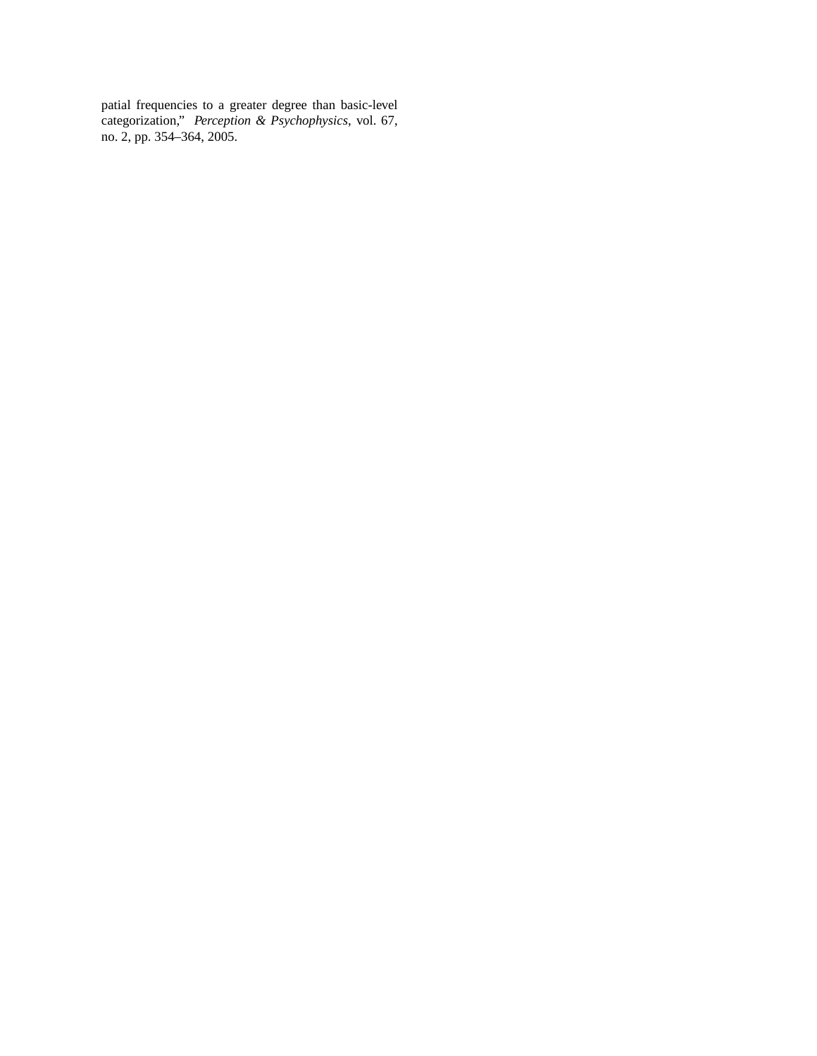patial frequencies to a greater degree than basic-level categorization," *Perception & Psychophysics*, vol. 67, no. 2, pp. 354–364, 2005.